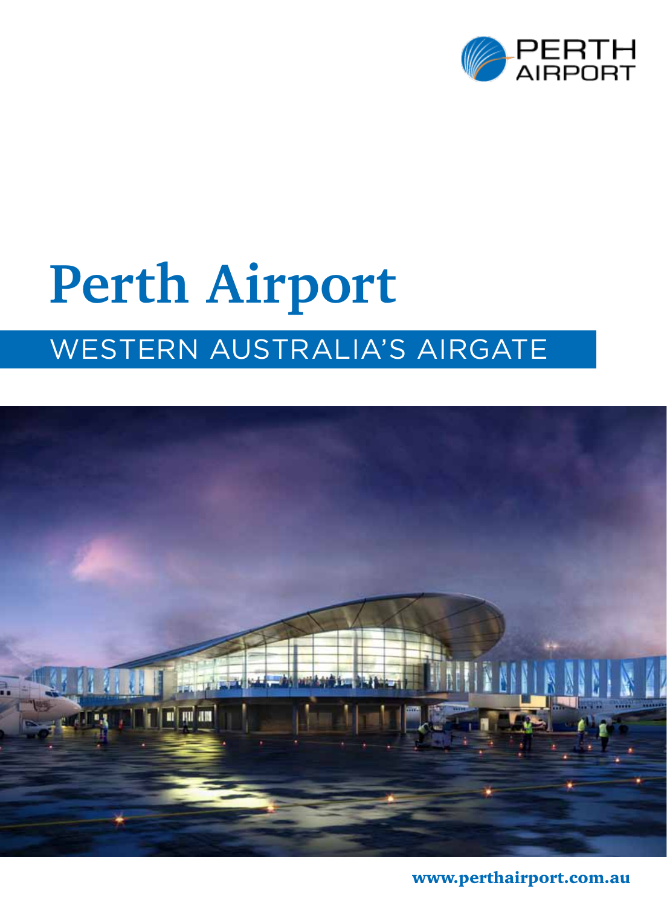PERTH AIRPORT

# Perth Airport

## WESTERN AUSTRALIA'S AIRGATE

www.perthairport.com.au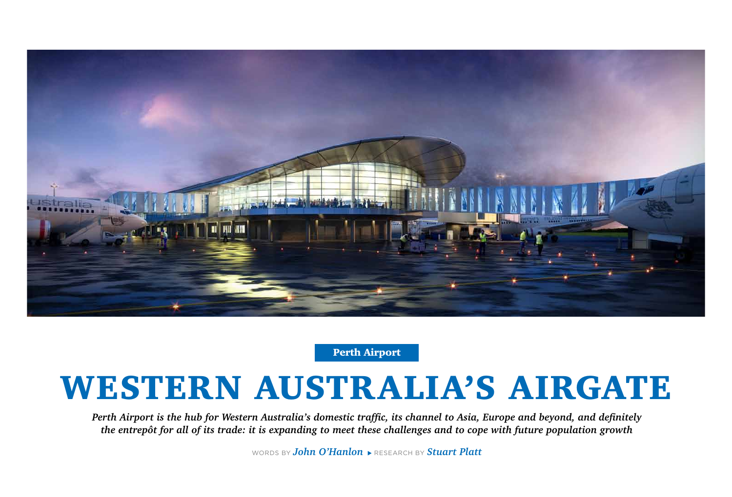**Perth Airport**

# WESTERN AUSTRALIA'S AIRGATE

*Perth Airport is the hub for Western Australia's domestic traffic, its channel to Asia, Europe and beyond, and definitely the entrepôt for all of its trade: it is expanding to meet these challenges and to cope with future population growth*

WORDS BY *John O'Hanlon* ▶ RESEARCH BY *Stuart Platt*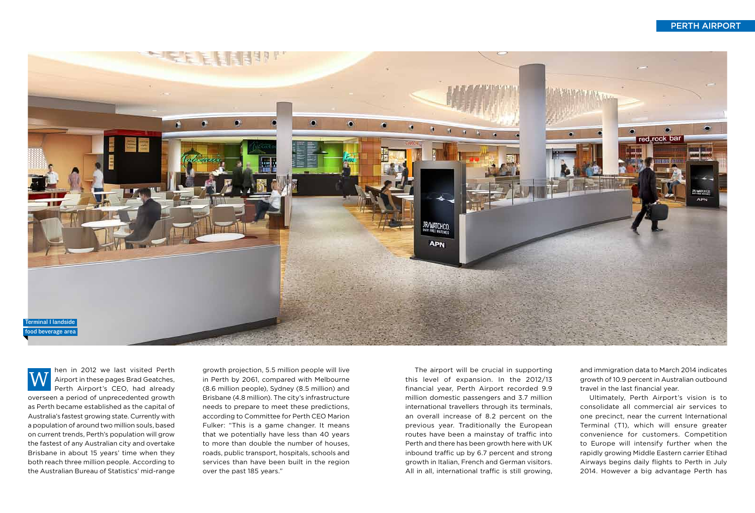Terminal I landside food beverage area

When in 2012 we last visited Perth Airport in these pages Brad Geatches, Perth Airport's CEO, had already overseen a period of unprecedented growth as Perth became established as the capital of Australia's fastest growing state. Currently with a population of around two million souls, based on current trends, Perth's population will grow the fastest of any Australian city and overtake Brisbane in about 15 years' time when they both reach three million people. According to the Australian Bureau of Statistics' mid-range growth projection, 5.5 million people will live in Perth by 2061, compared with Melbourne (8.6 million people), Sydney (8.5 million) and Brisbane (4.8 million). The city's infrastructure needs to prepare to meet these predictions, according to Committee for Perth CEO Marion Fulker: "This is a game changer. It means that we potentially have less than 40 years to more than double the number of houses, roads, public transport, hospitals, schools and services than have been built in the region over the past 185 years."

The airport will be crucial in supporting this level of expansion. In the 2012/13 financial year, Perth Airport recorded 9.9 million domestic passengers and 3.7 million international travellers through its terminals, an overall increase of 8.2 percent on the previous year. Traditionally the European routes have been a mainstay of traffic into Perth and there has been growth here with UK inbound traffic up by 6.7 percent and strong growth in Italian, French and German visitors. All in all, international traffic is still growing, and immigration data to March 2014 indicates growth of 10.9 percent in Australian outbound travel in the last financial year.

Ultimately, Perth Airport's vision is to consolidate all commercial air services to one precinct, near the current International Terminal (T1), which will ensure greater convenience for customers. Competition to Europe will intensify further when the rapidly growing Middle Eastern carrier Etihad Airways begins daily flights to Perth in July 2014. However a big advantage Perth has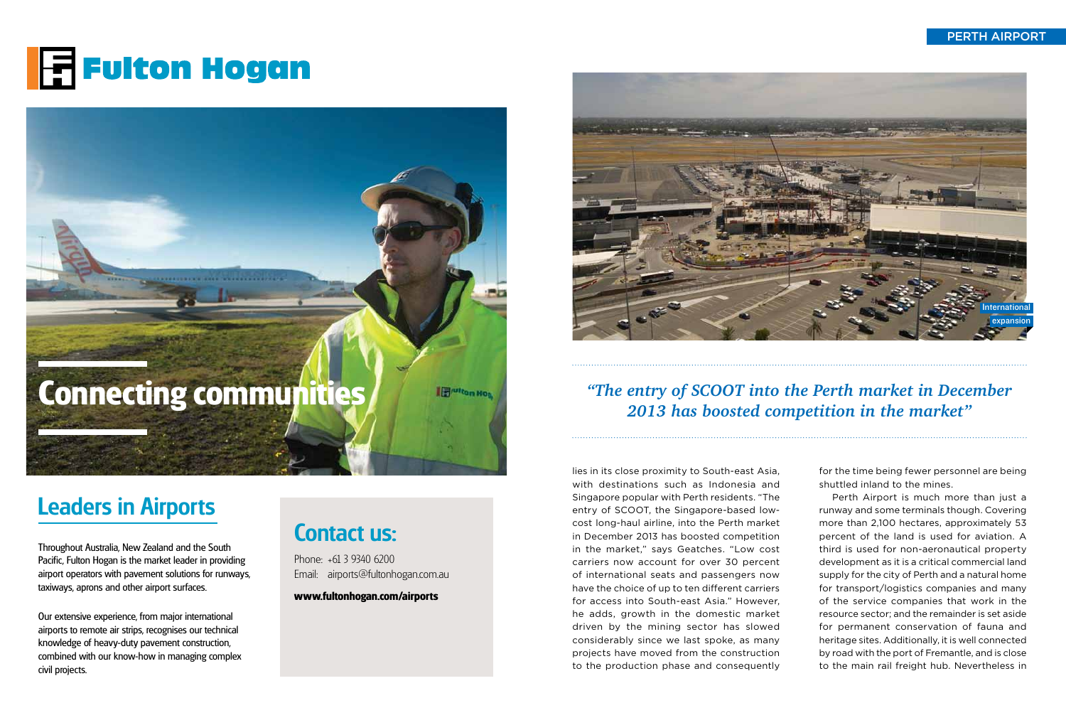# Fulton Hogan

## Connecting communities

## Leaders in Airports

Throughout Australia, New Zealand and the South Pacific, Fulton Hogan is the market leader in providing airport operators with pavement solutions for runways, taxiways, aprons and other airport surfaces.

Our extensive experience, from major international airports to remote air strips, recognises our technical knowledge of heavy-duty pavement construction, combined with our know-how in managing complex civil projects.

## Contact us:

Phone: +61 3 9340 6200
Email: airports@fultonhogan.com.au

**www.fultonhogan.com/airports**

International expansion

*"The entry of SCOOT into the Perth market in December 2013 has boosted competition in the market"*

lies in its close proximity to South-east Asia, with destinations such as Indonesia and Singapore popular with Perth residents. "The entry of SCOOT, the Singapore-based low-cost long-haul airline, into the Perth market in December 2013 has boosted competition in the market," says Geatches. "Low cost carriers now account for over 30 percent of international seats and passengers now have the choice of up to ten different carriers for access into South-east Asia." However, he adds, growth in the domestic market driven by the mining sector has slowed considerably since we last spoke, as many projects have moved from the construction to the production phase and consequently for the time being fewer personnel are being shuttled inland to the mines.

Perth Airport is much more than just a runway and some terminals though. Covering more than 2,100 hectares, approximately 53 percent of the land is used for aviation. A third is used for non-aeronautical property development as it is a critical commercial land supply for the city of Perth and a natural home for transport/logistics companies and many of the service companies that work in the resource sector; and the remainder is set aside for permanent conservation of fauna and heritage sites. Additionally, it is well connected by road with the port of Fremantle, and is close to the main rail freight hub. Nevertheless in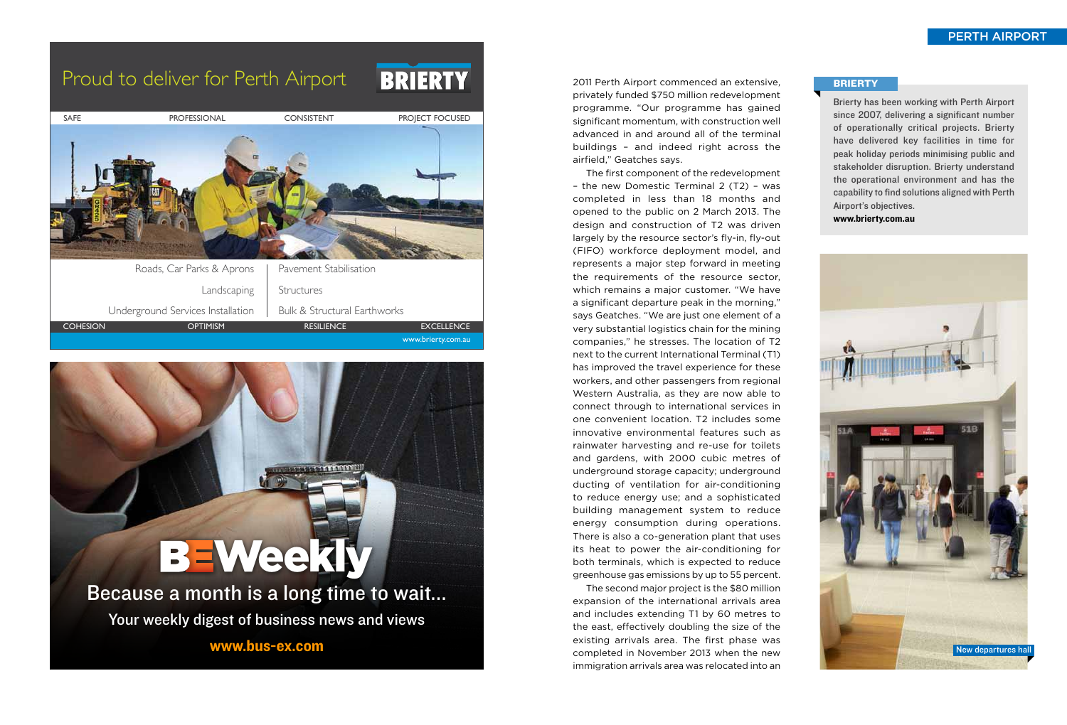2011 Perth Airport commenced an extensive, privately funded $750 million redevelopment programme. "Our programme has gained significant momentum, with construction well advanced in and around all of the terminal buildings – and indeed right across the airfield," Geatches says.

The first component of the redevelopment – the new Domestic Terminal 2 (T2) – was completed in less than 18 months and opened to the public on 2 March 2013. The design and construction of T2 was driven largely by the resource sector's fly-in, fly-out (FIFO) workforce deployment model, and represents a major step forward in meeting the requirements of the resource sector, which remains a major customer. "We have a significant departure peak in the morning," says Geatches. "We are just one element of a very substantial logistics chain for the mining companies," he stresses. The location of T2 next to the current International Terminal (T1) has improved the travel experience for these workers, and other passengers from regional Western Australia, as they are now able to connect through to international services in one convenient location. T2 includes some innovative environmental features such as rainwater harvesting and re-use for toilets and gardens, with 2000 cubic metres of underground storage capacity; underground ducting of ventilation for air-conditioning to reduce energy use; and a sophisticated building management system to reduce energy consumption during operations. There is also a co-generation plant that uses its heat to power the air-conditioning for both terminals, which is expected to reduce greenhouse gas emissions by up to 55 percent.

The second major project is the $80 million expansion of the international arrivals area and includes extending T1 by 60 metres to the east, effectively doubling the size of the existing arrivals area. The first phase was completed in November 2013 when the new immigration arrivals area was relocated into an

**BRIERTY**

**Brierty has been working with Perth Airport since 2007, delivering a significant number of operationally critical projects. Brierty have delivered key facilities in time for peak holiday periods minimising public and stakeholder disruption. Brierty understand the operational environment and has the capability to find solutions aligned with Perth Airport's objectives.**
**www.brierty.com.au**

New departures hall

Proud to deliver for Perth Airport

BRIERTY

SAFE | PROFESSIONAL | CONSISTENT | PROJECT FOCUSED

Roads, Car Parks & Aprons | Pavement Stabilisation
Landscaping | Structures
Underground Services Installation | Bulk & Structural Earthworks

COHESION | OPTIMISM | RESILIENCE | EXCELLENCE

www.brierty.com.au

BEWeekly

Because a month is a long time to wait...

Your weekly digest of business news and views

www.bus-ex.com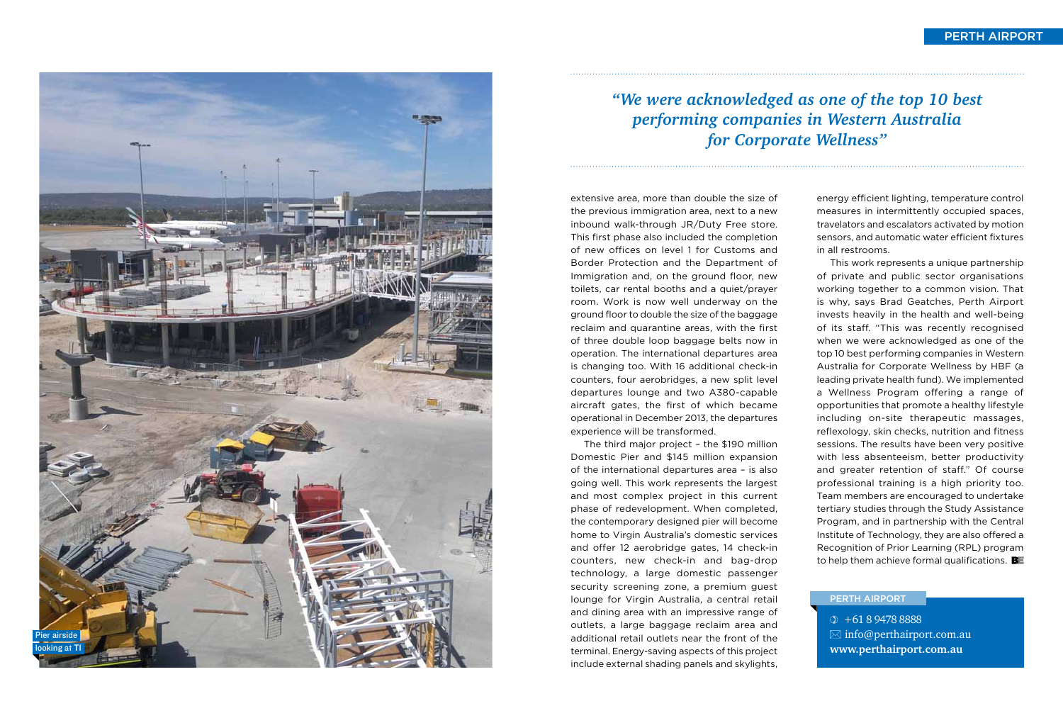*"We were acknowledged as one of the top 10 best performing companies in Western Australia for Corporate Wellness"*

Pier airside looking at T1

extensive area, more than double the size of the previous immigration area, next to a new inbound walk-through JR/Duty Free store. This first phase also included the completion of new offices on level 1 for Customs and Border Protection and the Department of Immigration and, on the ground floor, new toilets, car rental booths and a quiet/prayer room. Work is now well underway on the ground floor to double the size of the baggage reclaim and quarantine areas, with the first of three double loop baggage belts now in operation. The international departures area is changing too. With 16 additional check-in counters, four aerobridges, a new split level departures lounge and two A380-capable aircraft gates, the first of which became operational in December 2013, the departures experience will be transformed.

The third major project – the $190 million Domestic Pier and $145 million expansion of the international departures area – is also going well. This work represents the largest and most complex project in this current phase of redevelopment. When completed, the contemporary designed pier will become home to Virgin Australia's domestic services and offer 12 aerobridge gates, 14 check-in counters, new check-in and bag-drop technology, a large domestic passenger security screening zone, a premium guest lounge for Virgin Australia, a central retail and dining area with an impressive range of outlets, a large baggage reclaim area and additional retail outlets near the front of the terminal. Energy-saving aspects of this project include external shading panels and skylights, energy efficient lighting, temperature control measures in intermittently occupied spaces, travelators and escalators activated by motion sensors, and automatic water efficient fixtures in all restrooms.

This work represents a unique partnership of private and public sector organisations working together to a common vision. That is why, says Brad Geatches, Perth Airport invests heavily in the health and well-being of its staff. "This was recently recognised when we were acknowledged as one of the top 10 best performing companies in Western Australia for Corporate Wellness by HBF (a leading private health fund). We implemented a Wellness Program offering a range of opportunities that promote a healthy lifestyle including on-site therapeutic massages, reflexology, skin checks, nutrition and fitness sessions. The results have been very positive with less absenteeism, better productivity and greater retention of staff." Of course professional training is a high priority too. Team members are encouraged to undertake tertiary studies through the Study Assistance Program, and in partnership with the Central Institute of Technology, they are also offered a Recognition of Prior Learning (RPL) program to help them achieve formal qualifications.

**PERTH AIRPORT**

+61 8 9478 8888
info@perthairport.com.au
**www.perthairport.com.au**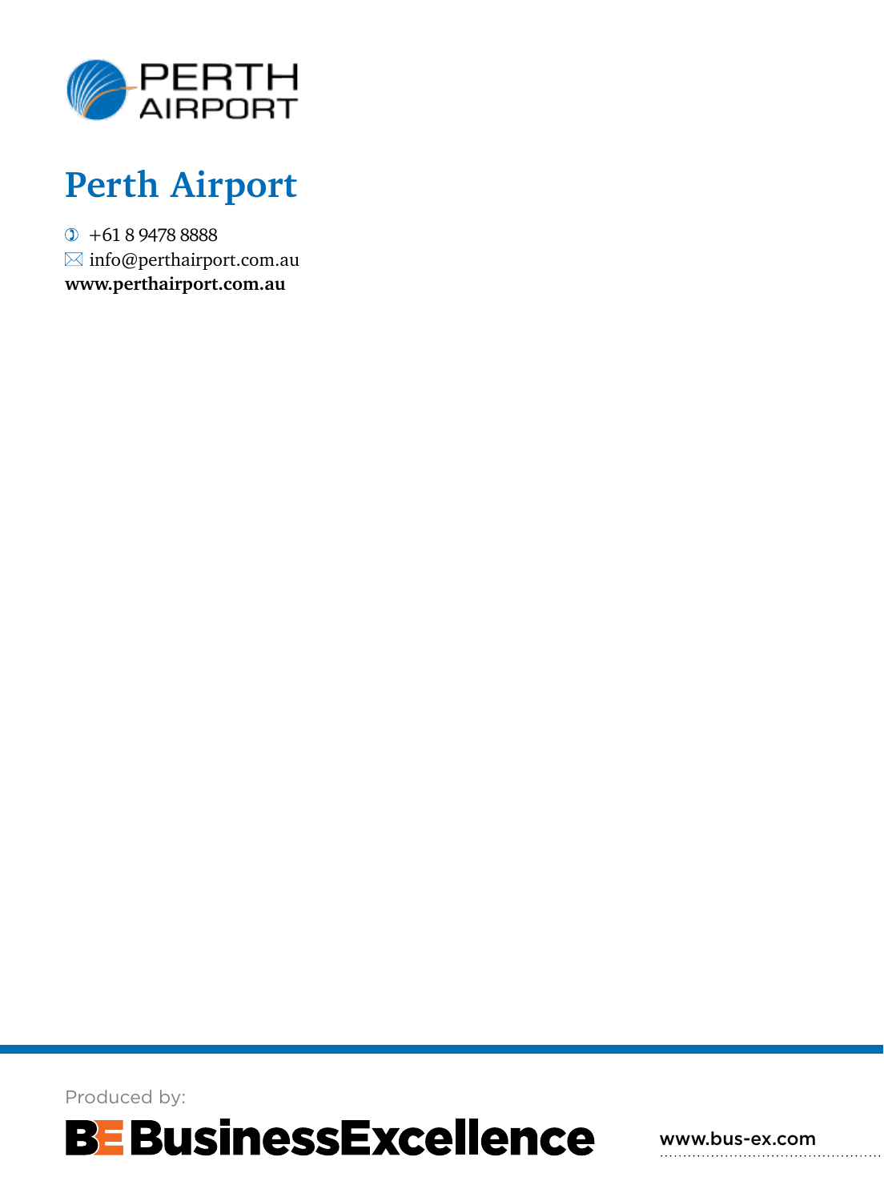PERTH AIRPORT

# Perth Airport

+61 8 9478 8888
info@perthairport.com.au
**www.perthairport.com.au**

Produced by:

**BE BusinessExcellence**

www.bus-ex.com